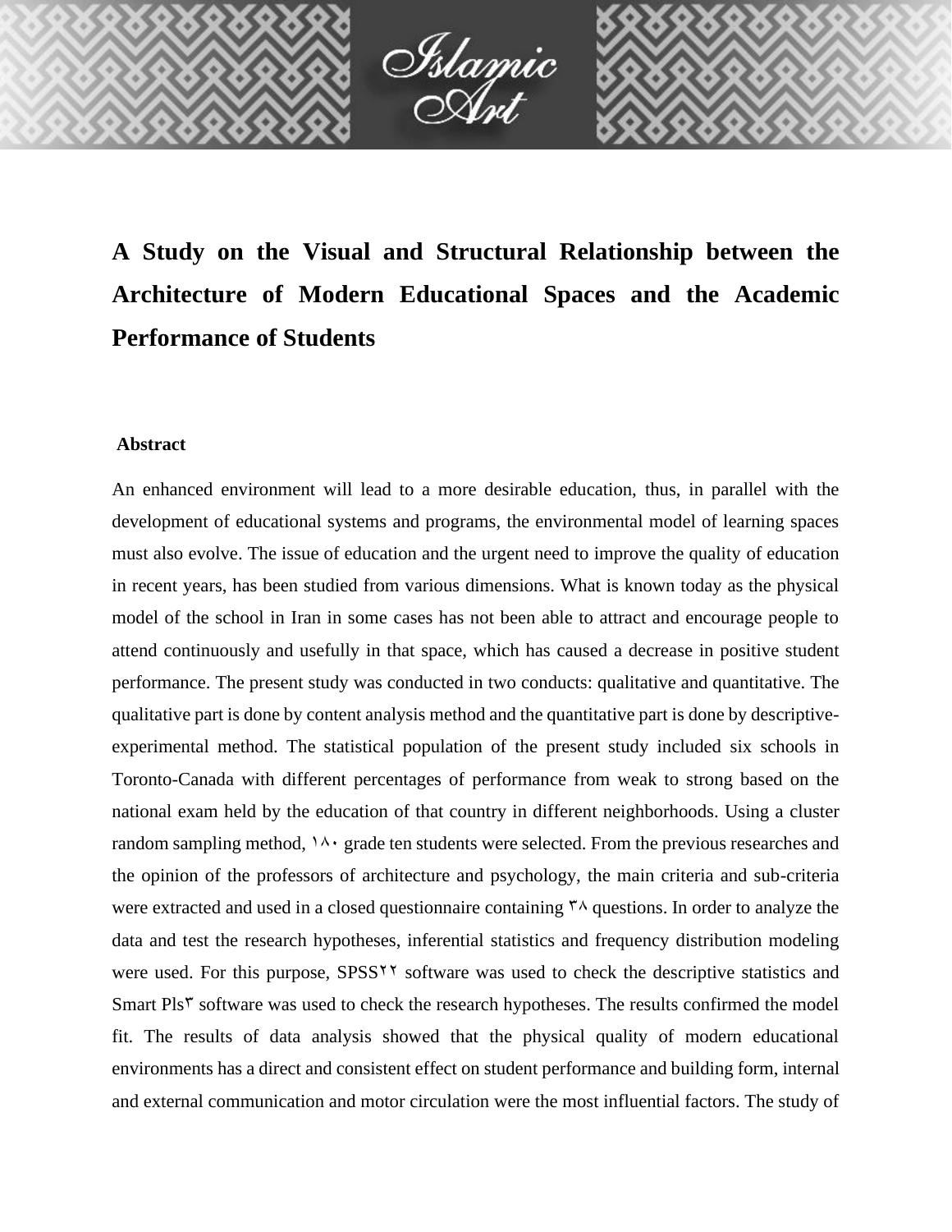# A Study on the Visual and Structural Relationship between the Architecture of Modern Educational Spaces and the Academic Performance of Students

## Abstract

An enhanced environment will lead to a more desirable education, thus, in parallel with the development of educational systems and programs, the environmental model of learning spaces must also evolve. The issue of education and the urgent need to improve the quality of education in recent years, has been studied from various dimensions. What is known today as the physical model of the school in Iran in some cases has not been able to attract and encourage people to attend continuously and usefully in that space, which has caused a decrease in positive student performance. The present study was conducted in two conducts: qualitative and quantitative. The qualitative part is done by content analysis method and the quantitative part is done by descriptive-experimental method. The statistical population of the present study included six schools in Toronto-Canada with different percentages of performance from weak to strong based on the national exam held by the education of that country in different neighborhoods. Using a cluster random sampling method, ۱۸۰ grade ten students were selected. From the previous researches and the opinion of the professors of architecture and psychology, the main criteria and sub-criteria were extracted and used in a closed questionnaire containing ۳۸ questions. In order to analyze the data and test the research hypotheses, inferential statistics and frequency distribution modeling were used. For this purpose, SPSS۲۲ software was used to check the descriptive statistics and Smart Pls۳ software was used to check the research hypotheses. The results confirmed the model fit. The results of data analysis showed that the physical quality of modern educational environments has a direct and consistent effect on student performance and building form, internal and external communication and motor circulation were the most influential factors. The study of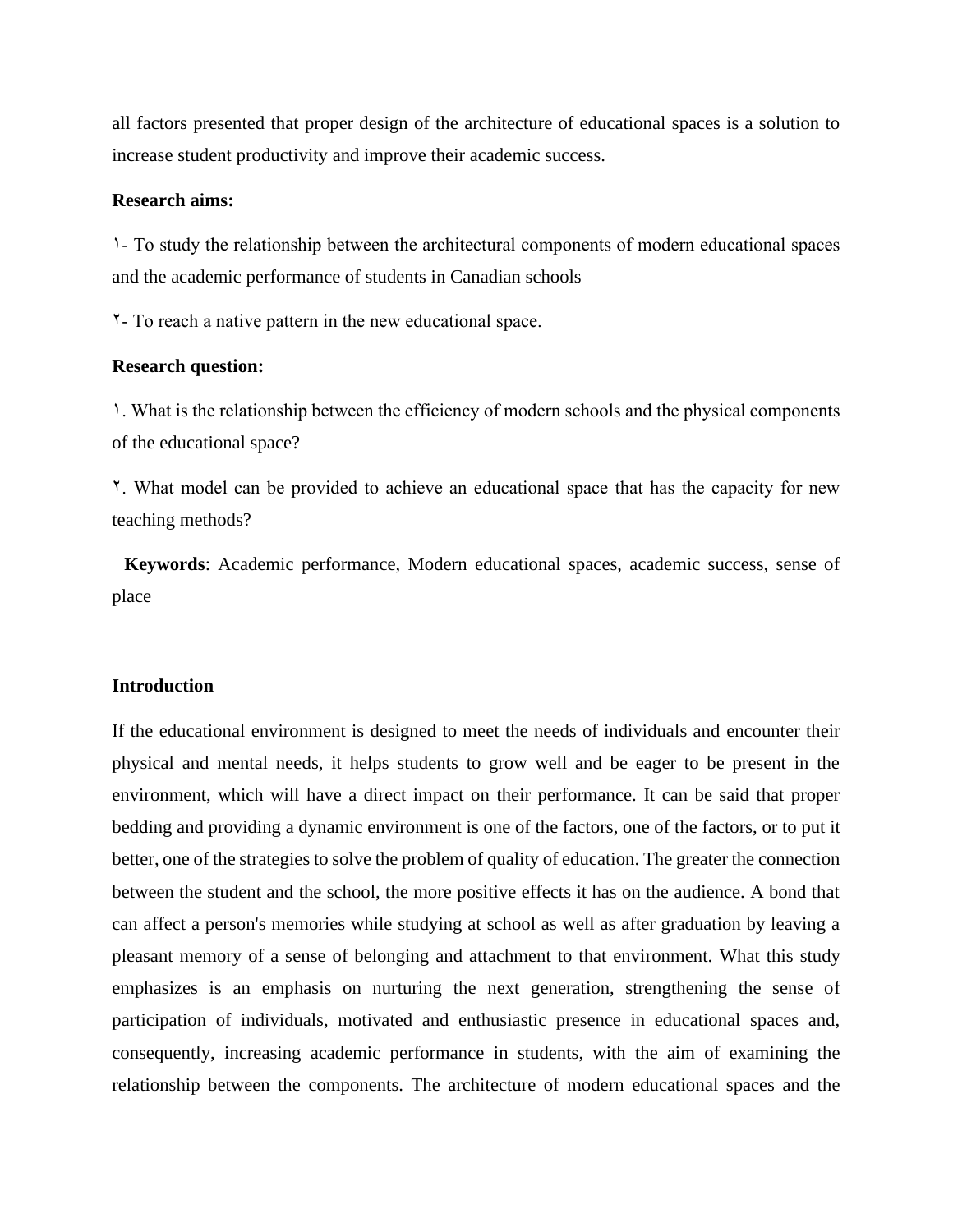all factors presented that proper design of the architecture of educational spaces is a solution to increase student productivity and improve their academic success.

**Research aims:**

١- To study the relationship between the architectural components of modern educational spaces and the academic performance of students in Canadian schools

٢- To reach a native pattern in the new educational space.

**Research question:**

١. What is the relationship between the efficiency of modern schools and the physical components of the educational space?

٢. What model can be provided to achieve an educational space that has the capacity for new teaching methods?

**Keywords**: Academic performance, Modern educational spaces, academic success, sense of place

**Introduction**

If the educational environment is designed to meet the needs of individuals and encounter their physical and mental needs, it helps students to grow well and be eager to be present in the environment, which will have a direct impact on their performance. It can be said that proper bedding and providing a dynamic environment is one of the factors, one of the factors, or to put it better, one of the strategies to solve the problem of quality of education. The greater the connection between the student and the school, the more positive effects it has on the audience. A bond that can affect a person's memories while studying at school as well as after graduation by leaving a pleasant memory of a sense of belonging and attachment to that environment. What this study emphasizes is an emphasis on nurturing the next generation, strengthening the sense of participation of individuals, motivated and enthusiastic presence in educational spaces and, consequently, increasing academic performance in students, with the aim of examining the relationship between the components. The architecture of modern educational spaces and the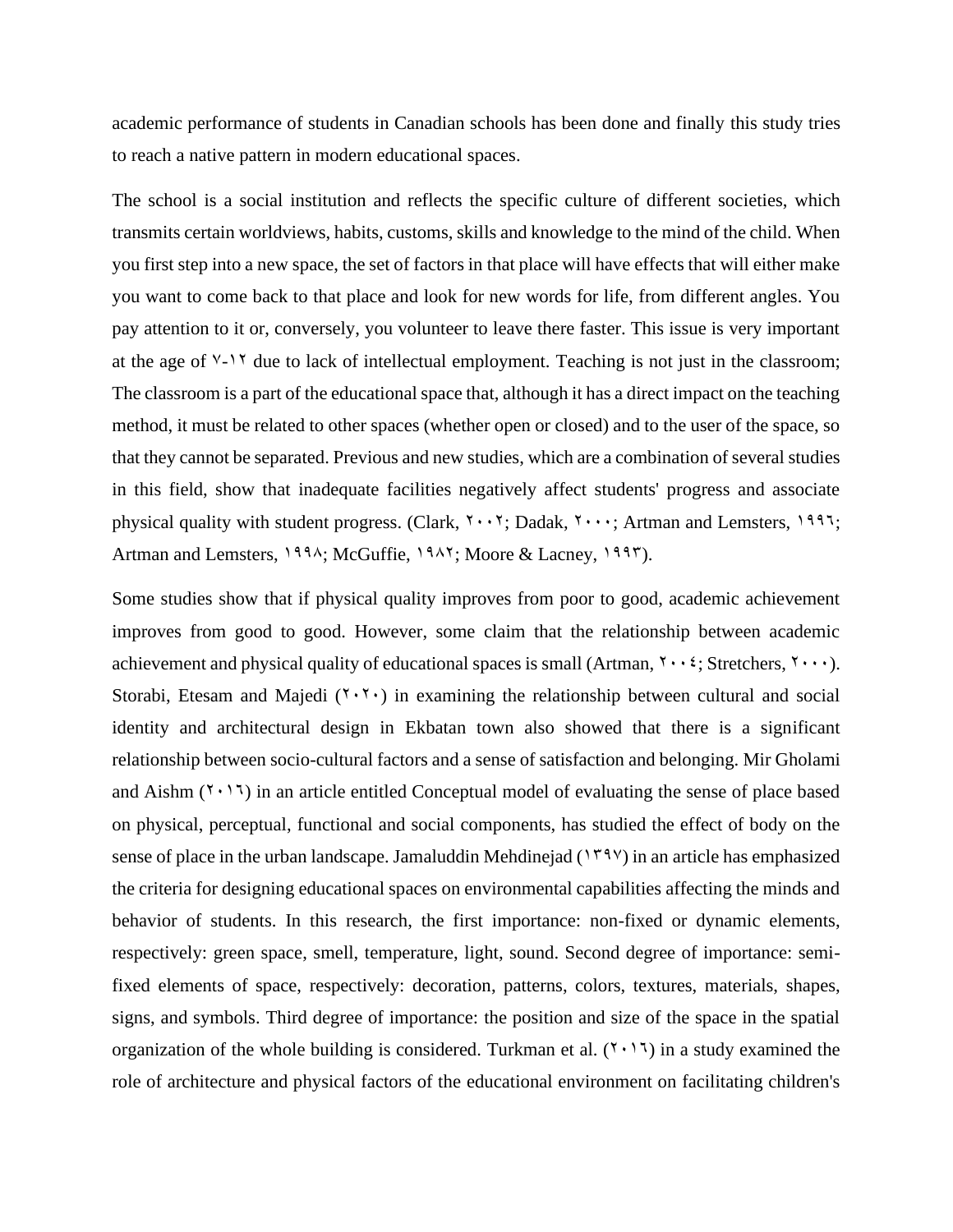academic performance of students in Canadian schools has been done and finally this study tries to reach a native pattern in modern educational spaces.

The school is a social institution and reflects the specific culture of different societies, which transmits certain worldviews, habits, customs, skills and knowledge to the mind of the child. When you first step into a new space, the set of factors in that place will have effects that will either make you want to come back to that place and look for new words for life, from different angles. You pay attention to it or, conversely, you volunteer to leave there faster. This issue is very important at the age of ۷-۱۲ due to lack of intellectual employment. Teaching is not just in the classroom; The classroom is a part of the educational space that, although it has a direct impact on the teaching method, it must be related to other spaces (whether open or closed) and to the user of the space, so that they cannot be separated. Previous and new studies, which are a combination of several studies in this field, show that inadequate facilities negatively affect students' progress and associate physical quality with student progress. (Clark, ۲۰۰۲; Dadak, ۲۰۰۰; Artman and Lemsters, ۱۹۹٦; Artman and Lemsters, ۱۹۹۸; McGuffie, ۱۹۸۲; Moore & Lacney, ۱۹۹۳).

Some studies show that if physical quality improves from poor to good, academic achievement improves from good to good. However, some claim that the relationship between academic achievement and physical quality of educational spaces is small (Artman, ۲۰۰٤; Stretchers, ۲۰۰۰). Storabi, Etesam and Majedi (۲۰۲۰) in examining the relationship between cultural and social identity and architectural design in Ekbatan town also showed that there is a significant relationship between socio-cultural factors and a sense of satisfaction and belonging. Mir Gholami and Aishm (۲۰۱٦) in an article entitled Conceptual model of evaluating the sense of place based on physical, perceptual, functional and social components, has studied the effect of body on the sense of place in the urban landscape. Jamaluddin Mehdinejad (۱۳۹۷) in an article has emphasized the criteria for designing educational spaces on environmental capabilities affecting the minds and behavior of students. In this research, the first importance: non-fixed or dynamic elements, respectively: green space, smell, temperature, light, sound. Second degree of importance: semi-fixed elements of space, respectively: decoration, patterns, colors, textures, materials, shapes, signs, and symbols. Third degree of importance: the position and size of the space in the spatial organization of the whole building is considered. Turkman et al. (۲۰۱٦) in a study examined the role of architecture and physical factors of the educational environment on facilitating children's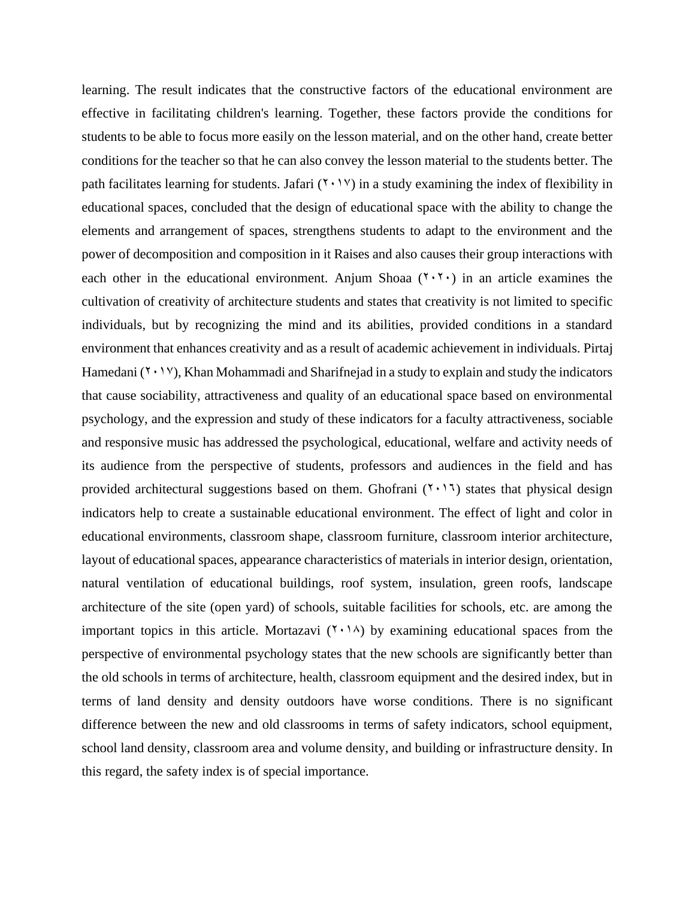learning. The result indicates that the constructive factors of the educational environment are effective in facilitating children's learning. Together, these factors provide the conditions for students to be able to focus more easily on the lesson material, and on the other hand, create better conditions for the teacher so that he can also convey the lesson material to the students better. The path facilitates learning for students. Jafari (٢٠١٧) in a study examining the index of flexibility in educational spaces, concluded that the design of educational space with the ability to change the elements and arrangement of spaces, strengthens students to adapt to the environment and the power of decomposition and composition in it Raises and also causes their group interactions with each other in the educational environment. Anjum Shoaa (٢٠٢٠) in an article examines the cultivation of creativity of architecture students and states that creativity is not limited to specific individuals, but by recognizing the mind and its abilities, provided conditions in a standard environment that enhances creativity and as a result of academic achievement in individuals. Pirtaj Hamedani (٢٠١٧), Khan Mohammadi and Sharifnejad in a study to explain and study the indicators that cause sociability, attractiveness and quality of an educational space based on environmental psychology, and the expression and study of these indicators for a faculty attractiveness, sociable and responsive music has addressed the psychological, educational, welfare and activity needs of its audience from the perspective of students, professors and audiences in the field and has provided architectural suggestions based on them. Ghofrani (٢٠١٦) states that physical design indicators help to create a sustainable educational environment. The effect of light and color in educational environments, classroom shape, classroom furniture, classroom interior architecture, layout of educational spaces, appearance characteristics of materials in interior design, orientation, natural ventilation of educational buildings, roof system, insulation, green roofs, landscape architecture of the site (open yard) of schools, suitable facilities for schools, etc. are among the important topics in this article. Mortazavi (٢٠١٨) by examining educational spaces from the perspective of environmental psychology states that the new schools are significantly better than the old schools in terms of architecture, health, classroom equipment and the desired index, but in terms of land density and density outdoors have worse conditions. There is no significant difference between the new and old classrooms in terms of safety indicators, school equipment, school land density, classroom area and volume density, and building or infrastructure density. In this regard, the safety index is of special importance.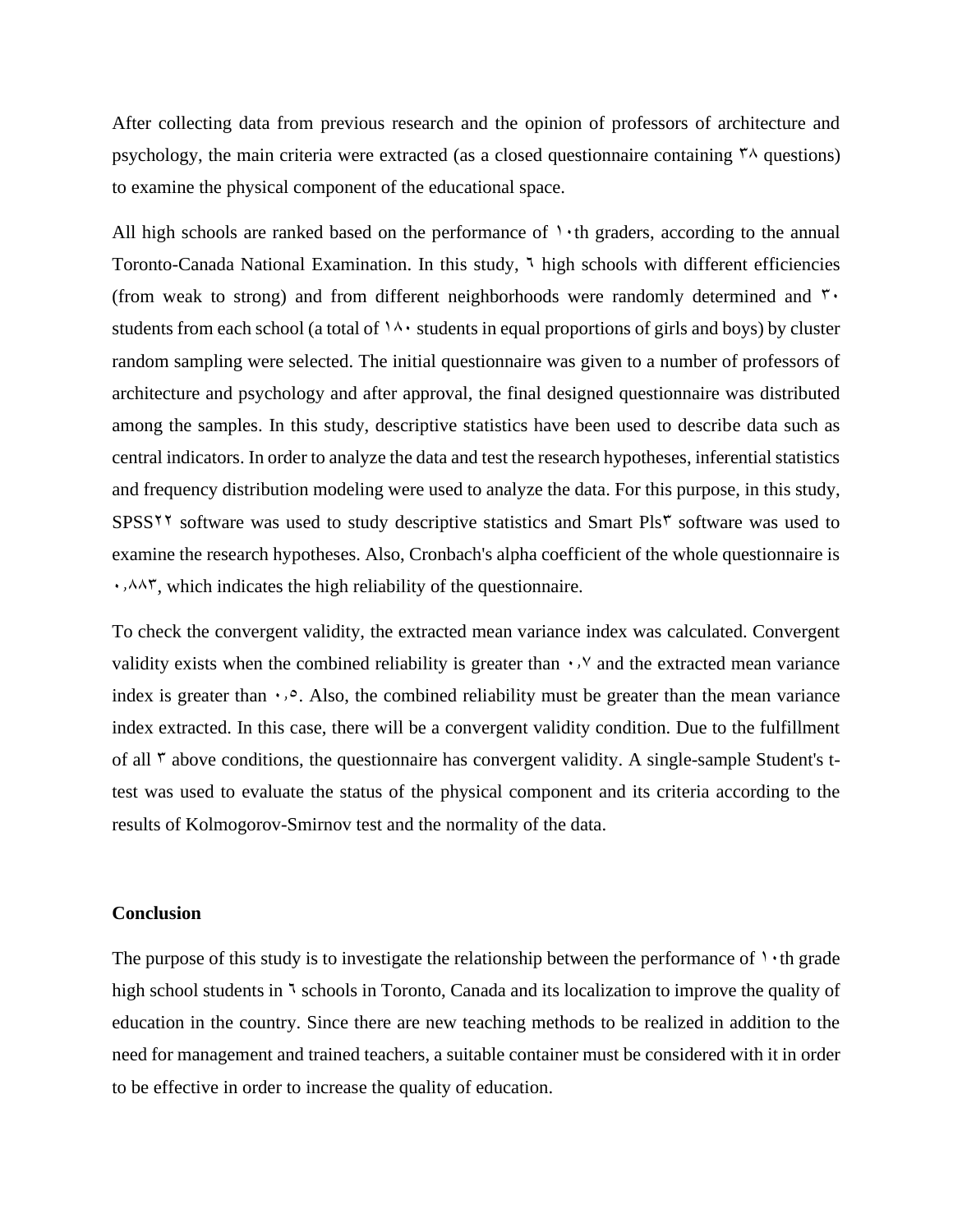After collecting data from previous research and the opinion of professors of architecture and psychology, the main criteria were extracted (as a closed questionnaire containing ٣٨ questions) to examine the physical component of the educational space.

All high schools are ranked based on the performance of ١٠th graders, according to the annual Toronto-Canada National Examination. In this study, ٦ high schools with different efficiencies (from weak to strong) and from different neighborhoods were randomly determined and ٣٠ students from each school (a total of ١٨٠ students in equal proportions of girls and boys) by cluster random sampling were selected. The initial questionnaire was given to a number of professors of architecture and psychology and after approval, the final designed questionnaire was distributed among the samples. In this study, descriptive statistics have been used to describe data such as central indicators. In order to analyze the data and test the research hypotheses, inferential statistics and frequency distribution modeling were used to analyze the data. For this purpose, in this study, SPSS٢٢ software was used to study descriptive statistics and Smart Pls٣ software was used to examine the research hypotheses. Also, Cronbach's alpha coefficient of the whole questionnaire is ٠،٨٨٣, which indicates the high reliability of the questionnaire.

To check the convergent validity, the extracted mean variance index was calculated. Convergent validity exists when the combined reliability is greater than ٠،٧ and the extracted mean variance index is greater than ٠،٥. Also, the combined reliability must be greater than the mean variance index extracted. In this case, there will be a convergent validity condition. Due to the fulfillment of all ٣ above conditions, the questionnaire has convergent validity. A single-sample Student's t-test was used to evaluate the status of the physical component and its criteria according to the results of Kolmogorov-Smirnov test and the normality of the data.

## Conclusion

The purpose of this study is to investigate the relationship between the performance of ١٠th grade high school students in ٦ schools in Toronto, Canada and its localization to improve the quality of education in the country. Since there are new teaching methods to be realized in addition to the need for management and trained teachers, a suitable container must be considered with it in order to be effective in order to increase the quality of education.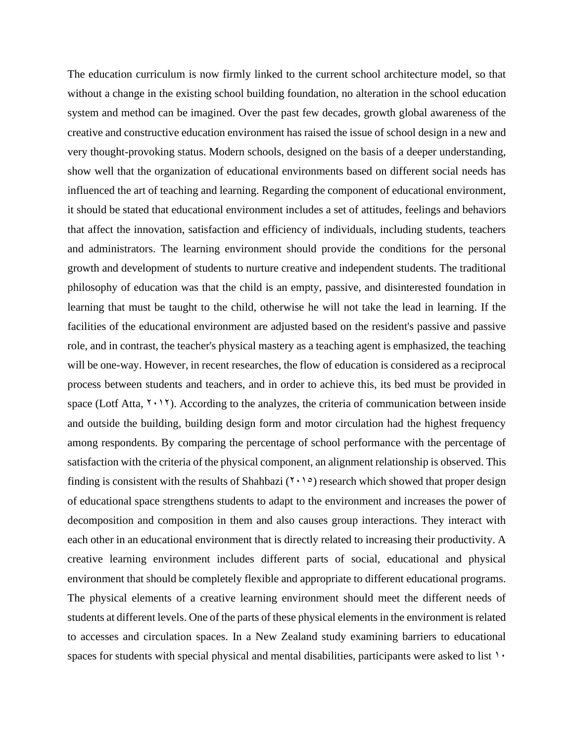The education curriculum is now firmly linked to the current school architecture model, so that without a change in the existing school building foundation, no alteration in the school education system and method can be imagined. Over the past few decades, growth global awareness of the creative and constructive education environment has raised the issue of school design in a new and very thought-provoking status. Modern schools, designed on the basis of a deeper understanding, show well that the organization of educational environments based on different social needs has influenced the art of teaching and learning. Regarding the component of educational environment, it should be stated that educational environment includes a set of attitudes, feelings and behaviors that affect the innovation, satisfaction and efficiency of individuals, including students, teachers and administrators. The learning environment should provide the conditions for the personal growth and development of students to nurture creative and independent students. The traditional philosophy of education was that the child is an empty, passive, and disinterested foundation in learning that must be taught to the child, otherwise he will not take the lead in learning. If the facilities of the educational environment are adjusted based on the resident's passive and passive role, and in contrast, the teacher's physical mastery as a teaching agent is emphasized, the teaching will be one-way. However, in recent researches, the flow of education is considered as a reciprocal process between students and teachers, and in order to achieve this, its bed must be provided in space (Lotf Atta, ۲۰۱۲). According to the analyzes, the criteria of communication between inside and outside the building, building design form and motor circulation had the highest frequency among respondents. By comparing the percentage of school performance with the percentage of satisfaction with the criteria of the physical component, an alignment relationship is observed. This finding is consistent with the results of Shahbazi (۲۰۱۵) research which showed that proper design of educational space strengthens students to adapt to the environment and increases the power of decomposition and composition in them and also causes group interactions. They interact with each other in an educational environment that is directly related to increasing their productivity. A creative learning environment includes different parts of social, educational and physical environment that should be completely flexible and appropriate to different educational programs. The physical elements of a creative learning environment should meet the different needs of students at different levels. One of the parts of these physical elements in the environment is related to accesses and circulation spaces. In a New Zealand study examining barriers to educational spaces for students with special physical and mental disabilities, participants were asked to list ۱۰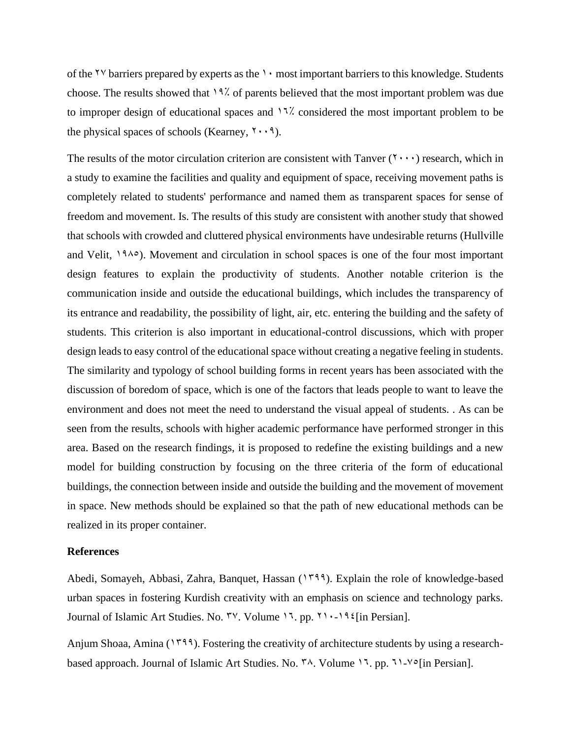of the ٢٧ barriers prepared by experts as the ١٠ most important barriers to this knowledge. Students choose. The results showed that ١٩٪ of parents believed that the most important problem was due to improper design of educational spaces and ١٦٪ considered the most important problem to be the physical spaces of schools (Kearney, ٢٠٠٩).

The results of the motor circulation criterion are consistent with Tanver (٢٠٠٠) research, which in a study to examine the facilities and quality and equipment of space, receiving movement paths is completely related to students' performance and named them as transparent spaces for sense of freedom and movement. Is. The results of this study are consistent with another study that showed that schools with crowded and cluttered physical environments have undesirable returns (Hullville and Velit, ١٩٨٥). Movement and circulation in school spaces is one of the four most important design features to explain the productivity of students. Another notable criterion is the communication inside and outside the educational buildings, which includes the transparency of its entrance and readability, the possibility of light, air, etc. entering the building and the safety of students. This criterion is also important in educational-control discussions, which with proper design leads to easy control of the educational space without creating a negative feeling in students. The similarity and typology of school building forms in recent years has been associated with the discussion of boredom of space, which is one of the factors that leads people to want to leave the environment and does not meet the need to understand the visual appeal of students. . As can be seen from the results, schools with higher academic performance have performed stronger in this area. Based on the research findings, it is proposed to redefine the existing buildings and a new model for building construction by focusing on the three criteria of the form of educational buildings, the connection between inside and outside the building and the movement of movement in space. New methods should be explained so that the path of new educational methods can be realized in its proper container.

## References

Abedi, Somayeh, Abbasi, Zahra, Banquet, Hassan (١٣٩٩). Explain the role of knowledge-based urban spaces in fostering Kurdish creativity with an emphasis on science and technology parks. Journal of Islamic Art Studies. No. ٣٧. Volume ١٦. pp. ٢١٠-١٩٤[in Persian].

Anjum Shoaa, Amina (١٣٩٩). Fostering the creativity of architecture students by using a research-based approach. Journal of Islamic Art Studies. No. ٣٨. Volume ١٦. pp. ٦١-٧٥[in Persian].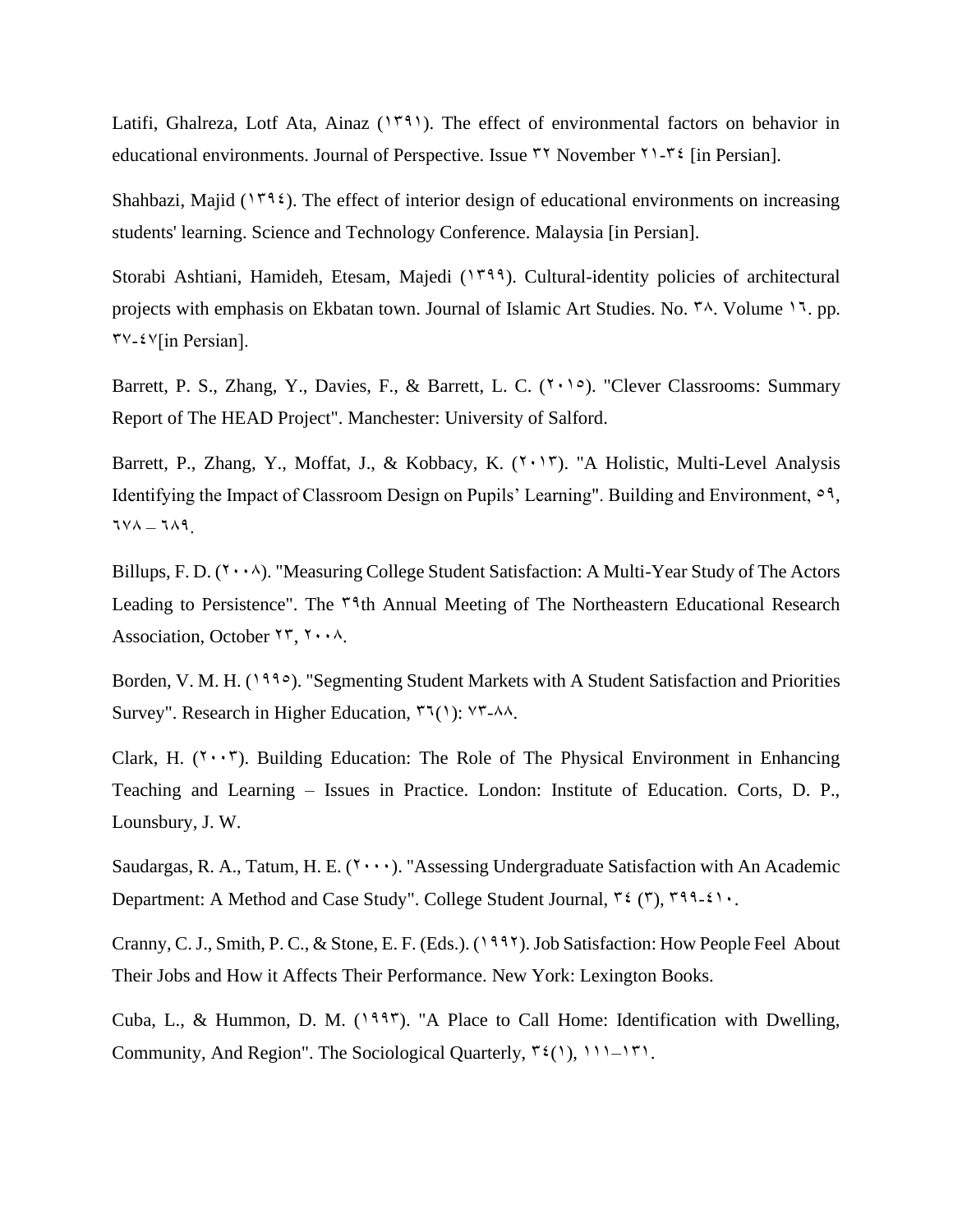Latifi, Ghalreza, Lotf Ata, Ainaz (۱۳۹۱). The effect of environmental factors on behavior in educational environments. Journal of Perspective. Issue ۳۲ November ۲۱-۳٤ [in Persian].

Shahbazi, Majid (۱۳۹٤). The effect of interior design of educational environments on increasing students' learning. Science and Technology Conference. Malaysia [in Persian].

Storabi Ashtiani, Hamideh, Etesam, Majedi (۱۳۹۹). Cultural-identity policies of architectural projects with emphasis on Ekbatan town. Journal of Islamic Art Studies. No. ۳۸. Volume ۱٦. pp. ۳۷-٤۷[in Persian].

Barrett, P. S., Zhang, Y., Davies, F., & Barrett, L. C. (۲۰۱٥). "Clever Classrooms: Summary Report of The HEAD Project". Manchester: University of Salford.

Barrett, P., Zhang, Y., Moffat, J., & Kobbacy, K. (۲۰۱۳). "A Holistic, Multi-Level Analysis Identifying the Impact of Classroom Design on Pupils' Learning". Building and Environment, ٥۹, ٦۷۸ – ٦۸۹.

Billups, F. D. (۲۰۰۸). "Measuring College Student Satisfaction: A Multi-Year Study of The Actors Leading to Persistence". The ۳۹th Annual Meeting of The Northeastern Educational Research Association, October ۲۳, ۲۰۰۸.

Borden, V. M. H. (۱۹۹٥). "Segmenting Student Markets with A Student Satisfaction and Priorities Survey". Research in Higher Education, ۳٦(۱): ۷۳-۸۸.

Clark, H. (۲۰۰۳). Building Education: The Role of The Physical Environment in Enhancing Teaching and Learning – Issues in Practice. London: Institute of Education. Corts, D. P., Lounsbury, J. W.

Saudargas, R. A., Tatum, H. E. (۲۰۰۰). "Assessing Undergraduate Satisfaction with An Academic Department: A Method and Case Study". College Student Journal, ۳٤ (۳), ۳۹۹-٤۱۰.

Cranny, C. J., Smith, P. C., & Stone, E. F. (Eds.). (۱۹۹۲). Job Satisfaction: How People Feel About Their Jobs and How it Affects Their Performance. New York: Lexington Books.

Cuba, L., & Hummon, D. M. (۱۹۹۳). "A Place to Call Home: Identification with Dwelling, Community, And Region". The Sociological Quarterly, ۳٤(۱), ۱۱۱–۱۳۱.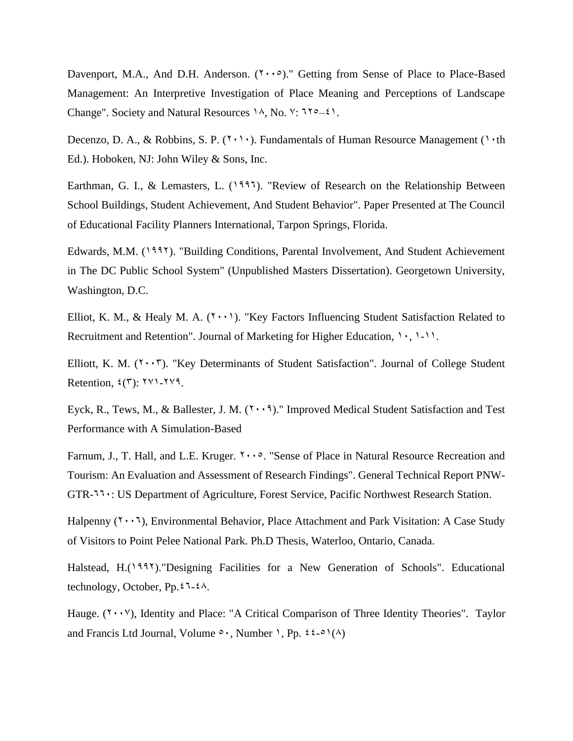Davenport, M.A., And D.H. Anderson. (٢٠٠٥)." Getting from Sense of Place to Place-Based Management: An Interpretive Investigation of Place Meaning and Perceptions of Landscape Change". Society and Natural Resources ١٨, No. ٧: ٦٢٥–٤١.

Decenzo, D. A., & Robbins, S. P. (٢٠١٠). Fundamentals of Human Resource Management (١٠th Ed.). Hoboken, NJ: John Wiley & Sons, Inc.

Earthman, G. I., & Lemasters, L. (١٩٩٦). "Review of Research on the Relationship Between School Buildings, Student Achievement, And Student Behavior". Paper Presented at The Council of Educational Facility Planners International, Tarpon Springs, Florida.

Edwards, M.M. (١٩٩٢). "Building Conditions, Parental Involvement, And Student Achievement in The DC Public School System" (Unpublished Masters Dissertation). Georgetown University, Washington, D.C.

Elliot, K. M., & Healy M. A. (٢٠٠١). "Key Factors Influencing Student Satisfaction Related to Recruitment and Retention". Journal of Marketing for Higher Education, ١٠, ١-١١.

Elliott, K. M. (٢٠٠٣). "Key Determinants of Student Satisfaction". Journal of College Student Retention, ٤(٣): ٢٧١-٢٧٩.

Eyck, R., Tews, M., & Ballester, J. M. (٢٠٠٩)." Improved Medical Student Satisfaction and Test Performance with A Simulation-Based

Farnum, J., T. Hall, and L.E. Kruger. ٢٠٠٥. "Sense of Place in Natural Resource Recreation and Tourism: An Evaluation and Assessment of Research Findings". General Technical Report PNW-GTR-٦٦٠: US Department of Agriculture, Forest Service, Pacific Northwest Research Station.

Halpenny (٢٠٠٦), Environmental Behavior, Place Attachment and Park Visitation: A Case Study of Visitors to Point Pelee National Park. Ph.D Thesis, Waterloo, Ontario, Canada.

Halstead, H.(١٩٩٢)."Designing Facilities for a New Generation of Schools". Educational technology, October, Pp.٤٦-٤٨.

Hauge. (٢٠٠٧), Identity and Place: "A Critical Comparison of Three Identity Theories". Taylor and Francis Ltd Journal, Volume ٥٠, Number ١, Pp. ٤٤-٥١(٨)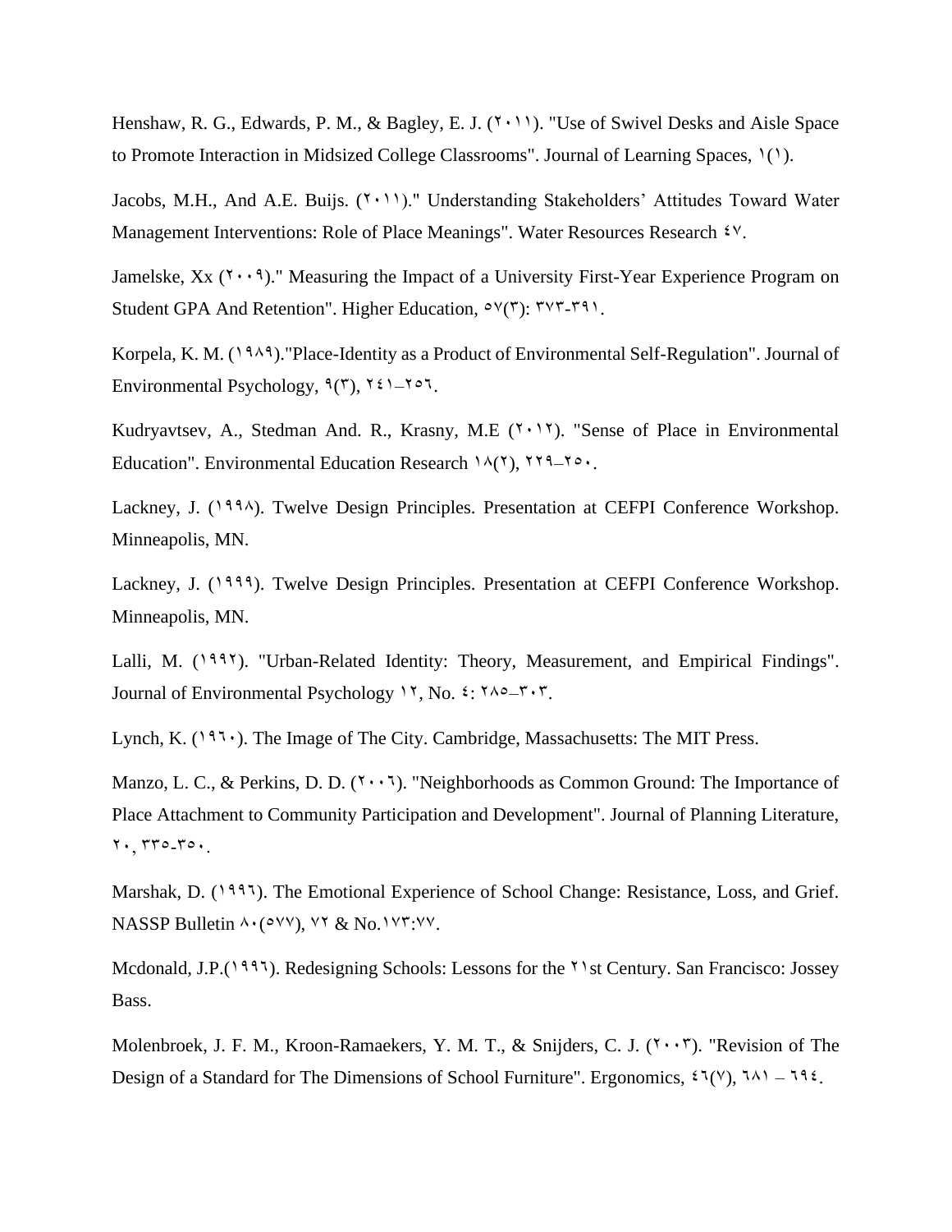Henshaw, R. G., Edwards, P. M., & Bagley, E. J. (٢٠١١). "Use of Swivel Desks and Aisle Space to Promote Interaction in Midsized College Classrooms". Journal of Learning Spaces, ١(١).

Jacobs, M.H., And A.E. Buijs. (٢٠١١)." Understanding Stakeholders' Attitudes Toward Water Management Interventions: Role of Place Meanings". Water Resources Research ٤٧.

Jamelske, Xx (٢٠٠٩)." Measuring the Impact of a University First-Year Experience Program on Student GPA And Retention". Higher Education, ٥٧(٣): ٣٧٣-٣٩١.

Korpela, K. M. (١٩٨٩)."Place-Identity as a Product of Environmental Self-Regulation". Journal of Environmental Psychology, ٩(٣), ٢٤١–٢٥٦.

Kudryavtsev, A., Stedman And. R., Krasny, M.E (٢٠١٢). "Sense of Place in Environmental Education". Environmental Education Research ١٨(٢), ٢٢٩–٢٥٠.

Lackney, J. (١٩٩٨). Twelve Design Principles. Presentation at CEFPI Conference Workshop. Minneapolis, MN.

Lackney, J. (١٩٩٩). Twelve Design Principles. Presentation at CEFPI Conference Workshop. Minneapolis, MN.

Lalli, M. (١٩٩٢). "Urban-Related Identity: Theory, Measurement, and Empirical Findings". Journal of Environmental Psychology ١٢, No. ٤: ٢٨٥–٣٠٣.

Lynch, K. (١٩٦٠). The Image of The City. Cambridge, Massachusetts: The MIT Press.

Manzo, L. C., & Perkins, D. D. (٢٠٠٦). "Neighborhoods as Common Ground: The Importance of Place Attachment to Community Participation and Development". Journal of Planning Literature, ٢٠, ٣٣٥-٣٥٠.

Marshak, D. (١٩٩٦). The Emotional Experience of School Change: Resistance, Loss, and Grief. NASSP Bulletin ٨٠(٥٧٧), ٧٢ & No.١٧٣:٧٧.

Mcdonald, J.P.(١٩٩٦). Redesigning Schools: Lessons for the ٢١st Century. San Francisco: Jossey Bass.

Molenbroek, J. F. M., Kroon-Ramaekers, Y. M. T., & Snijders, C. J. (٢٠٠٣). "Revision of The Design of a Standard for The Dimensions of School Furniture". Ergonomics, ٤٦(٧), ٦٨١ – ٦٩٤.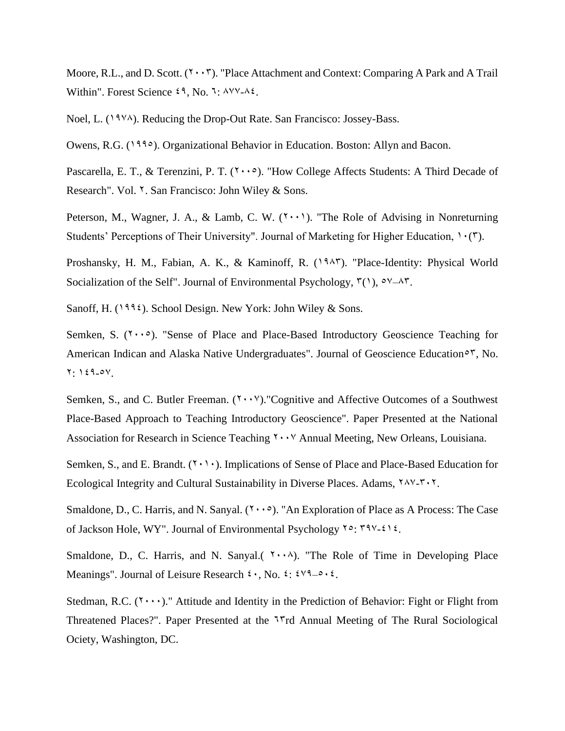Moore, R.L., and D. Scott. (٢٠٠٣). "Place Attachment and Context: Comparing A Park and A Trail Within". Forest Science ٤٩, No. ٦: ٨٧٧-٨٤.

Noel, L. (١٩٧٨). Reducing the Drop-Out Rate. San Francisco: Jossey-Bass.

Owens, R.G. (١٩٩٥). Organizational Behavior in Education. Boston: Allyn and Bacon.

Pascarella, E. T., & Terenzini, P. T. (٢٠٠٥). "How College Affects Students: A Third Decade of Research". Vol. ٢. San Francisco: John Wiley & Sons.

Peterson, M., Wagner, J. A., & Lamb, C. W. (٢٠٠١). "The Role of Advising in Nonreturning Students' Perceptions of Their University". Journal of Marketing for Higher Education, ١٠(٣).

Proshansky, H. M., Fabian, A. K., & Kaminoff, R. (١٩٨٣). "Place-Identity: Physical World Socialization of the Self". Journal of Environmental Psychology, ٣(١), ٥٧–٨٣.

Sanoff, H. (١٩٩٤). School Design. New York: John Wiley & Sons.

Semken, S. (٢٠٠٥). "Sense of Place and Place-Based Introductory Geoscience Teaching for American Indican and Alaska Native Undergraduates". Journal of Geoscience Education٥٣, No. ٢: ١٤٩-٥٧.

Semken, S., and C. Butler Freeman. (٢٠٠٧)."Cognitive and Affective Outcomes of a Southwest Place-Based Approach to Teaching Introductory Geoscience". Paper Presented at the National Association for Research in Science Teaching ٢٠٠٧ Annual Meeting, New Orleans, Louisiana.

Semken, S., and E. Brandt. (٢٠١٠). Implications of Sense of Place and Place-Based Education for Ecological Integrity and Cultural Sustainability in Diverse Places. Adams, ٢٨٧-٣٠٢.

Smaldone, D., C. Harris, and N. Sanyal. (٢٠٠٥). "An Exploration of Place as A Process: The Case of Jackson Hole, WY". Journal of Environmental Psychology ٢٥: ٣٩٧-٤١٤.

Smaldone, D., C. Harris, and N. Sanyal.( ٢٠٠٨). "The Role of Time in Developing Place Meanings". Journal of Leisure Research ٤٠, No. ٤: ٤٧٩–٥٠٤.

Stedman, R.C. (٢٠٠٠)." Attitude and Identity in the Prediction of Behavior: Fight or Flight from Threatened Places?". Paper Presented at the ٦٣rd Annual Meeting of The Rural Sociological Ociety, Washington, DC.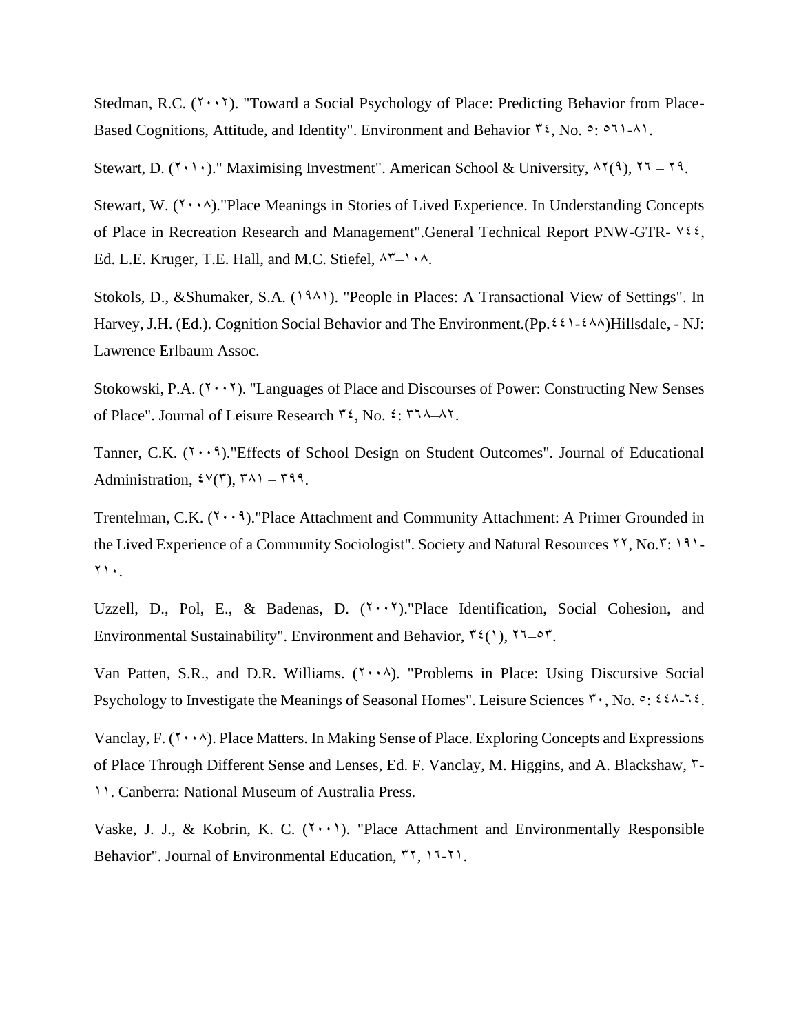Stedman, R.C. (٢٠٠٢). "Toward a Social Psychology of Place: Predicting Behavior from Place-Based Cognitions, Attitude, and Identity". Environment and Behavior ٣٤, No. ٥: ٥٦١-٨١.

Stewart, D. (٢٠١٠)." Maximising Investment". American School & University, ٨٢(٩), ٢٦ – ٢٩.

Stewart, W. (٢٠٠٨)."Place Meanings in Stories of Lived Experience. In Understanding Concepts of Place in Recreation Research and Management".General Technical Report PNW-GTR- ٧٤٤, Ed. L.E. Kruger, T.E. Hall, and M.C. Stiefel, ٨٣–١٠٨.

Stokols, D., &Shumaker, S.A. (١٩٨١). "People in Places: A Transactional View of Settings". In Harvey, J.H. (Ed.). Cognition Social Behavior and The Environment.(Pp.٤٤١-٤٨٨)Hillsdale, - NJ: Lawrence Erlbaum Assoc.

Stokowski, P.A. (٢٠٠٢). "Languages of Place and Discourses of Power: Constructing New Senses of Place". Journal of Leisure Research ٣٤, No. ٤: ٣٦٨–٨٢.

Tanner, C.K. (٢٠٠٩)."Effects of School Design on Student Outcomes". Journal of Educational Administration, ٤٧(٣), ٣٨١ – ٣٩٩.

Trentelman, C.K. (٢٠٠٩)."Place Attachment and Community Attachment: A Primer Grounded in the Lived Experience of a Community Sociologist". Society and Natural Resources ٢٢, No.٣: ١٩١-٢١٠.

Uzzell, D., Pol, E., & Badenas, D. (٢٠٠٢)."Place Identification, Social Cohesion, and Environmental Sustainability". Environment and Behavior, ٣٤(١), ٢٦–٥٣.

Van Patten, S.R., and D.R. Williams. (٢٠٠٨). "Problems in Place: Using Discursive Social Psychology to Investigate the Meanings of Seasonal Homes". Leisure Sciences ٣٠, No. ٥: ٤٤٨-٦٤.

Vanclay, F. (٢٠٠٨). Place Matters. In Making Sense of Place. Exploring Concepts and Expressions of Place Through Different Sense and Lenses, Ed. F. Vanclay, M. Higgins, and A. Blackshaw, ٣-١١. Canberra: National Museum of Australia Press.

Vaske, J. J., & Kobrin, K. C. (٢٠٠١). "Place Attachment and Environmentally Responsible Behavior". Journal of Environmental Education, ٣٢, ١٦-٢١.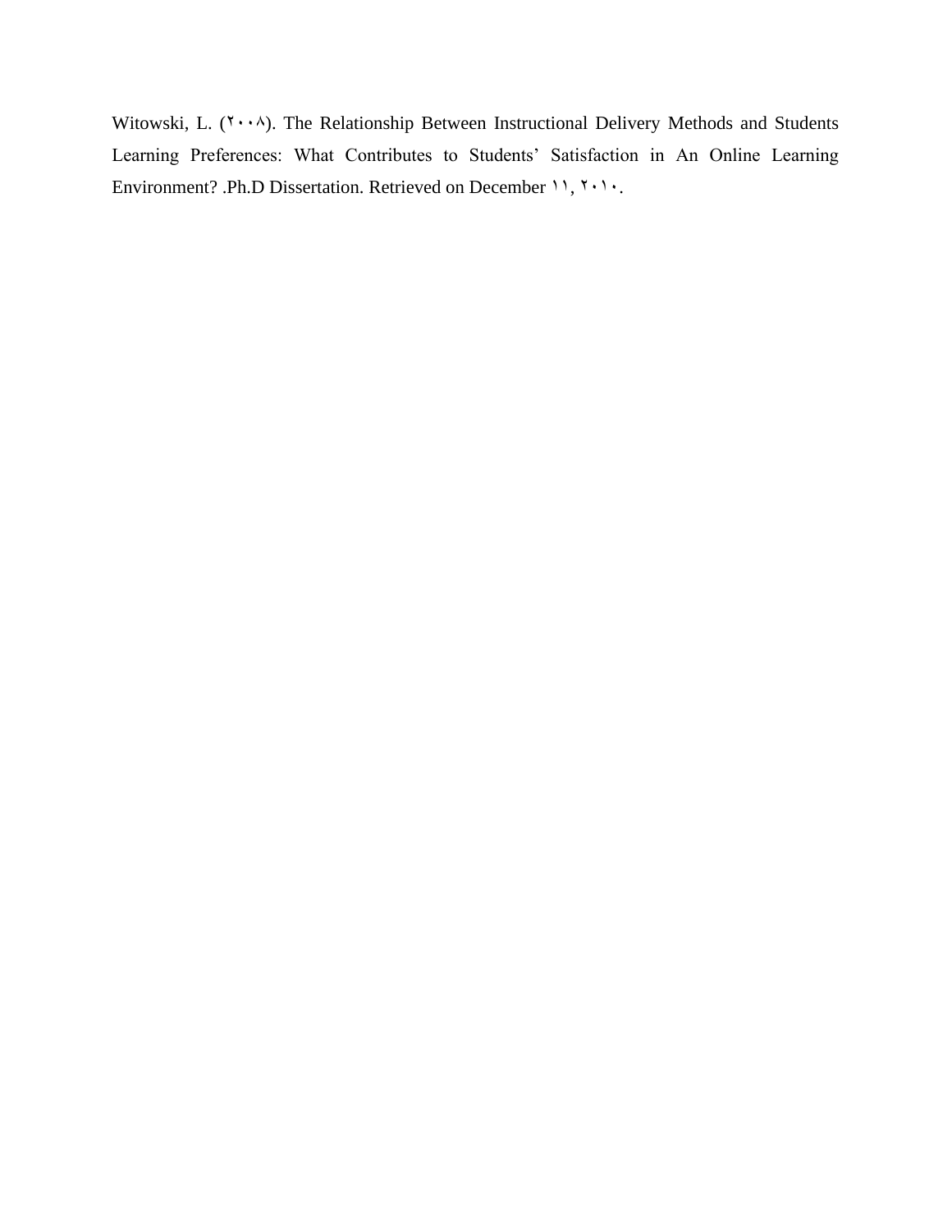Witowski, L. (٢٠٠٨). The Relationship Between Instructional Delivery Methods and Students Learning Preferences: What Contributes to Students' Satisfaction in An Online Learning Environment? .Ph.D Dissertation. Retrieved on December ١١, ٢٠١٠.